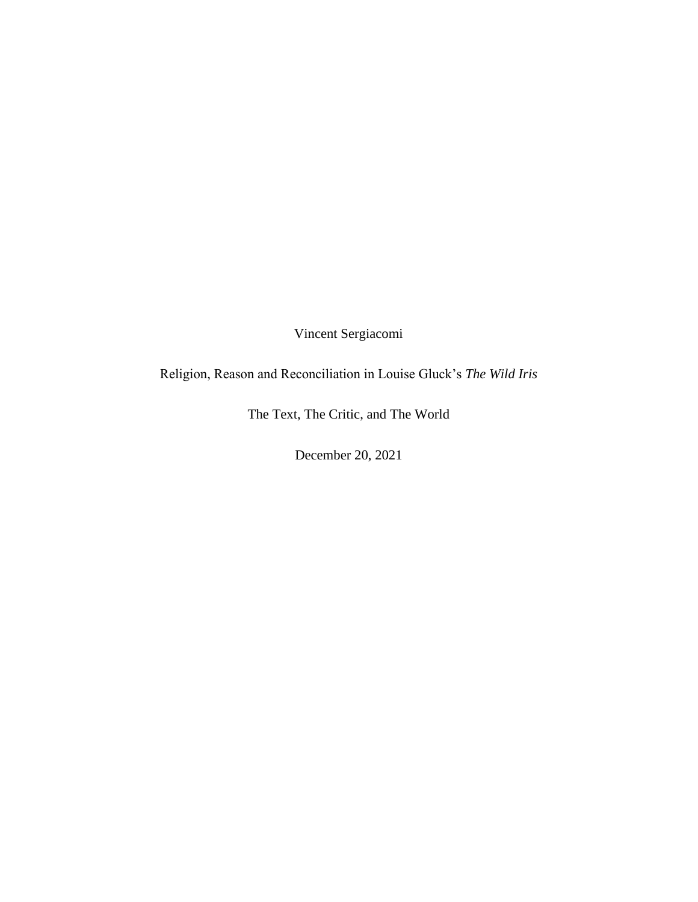Vincent Sergiacomi

Religion, Reason and Reconciliation in Louise Gluck's *The Wild Iris*

The Text, The Critic, and The World

December 20, 2021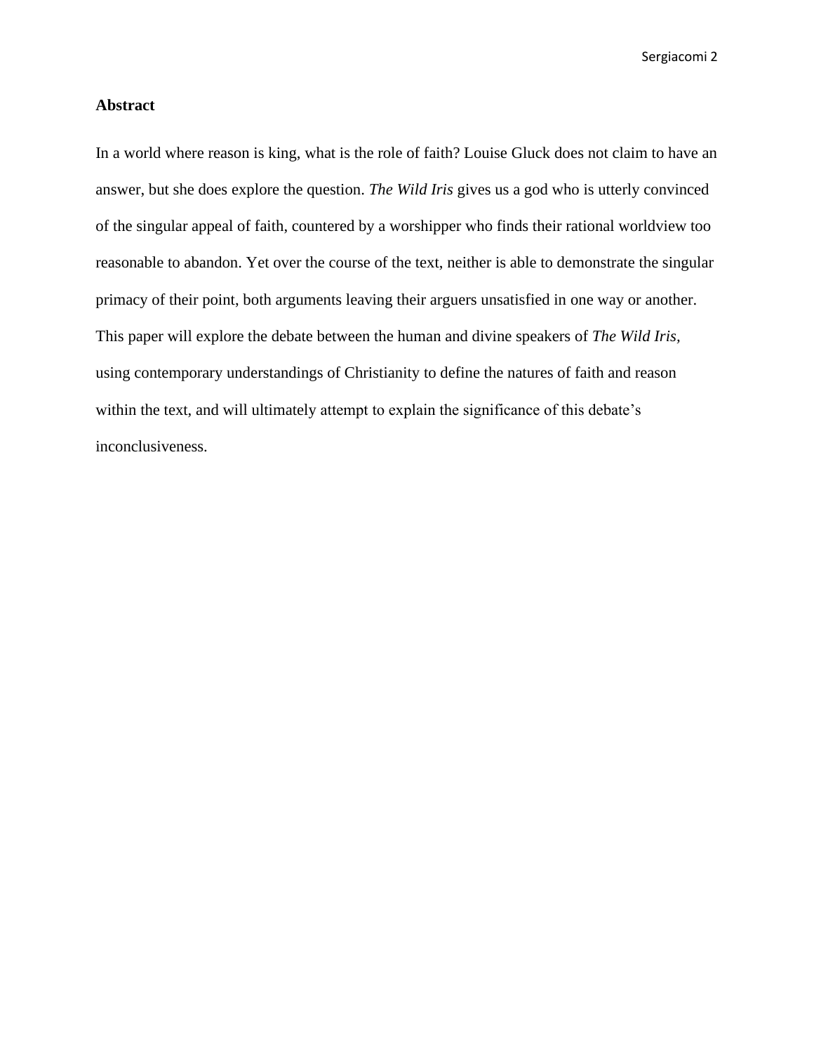**Abstract**

In a world where reason is king, what is the role of faith? Louise Gluck does not claim to have an answer, but she does explore the question. *The Wild Iris* gives us a god who is utterly convinced of the singular appeal of faith, countered by a worshipper who finds their rational worldview too reasonable to abandon. Yet over the course of the text, neither is able to demonstrate the singular primacy of their point, both arguments leaving their arguers unsatisfied in one way or another. This paper will explore the debate between the human and divine speakers of *The Wild Iris*, using contemporary understandings of Christianity to define the natures of faith and reason within the text, and will ultimately attempt to explain the significance of this debate's inconclusiveness.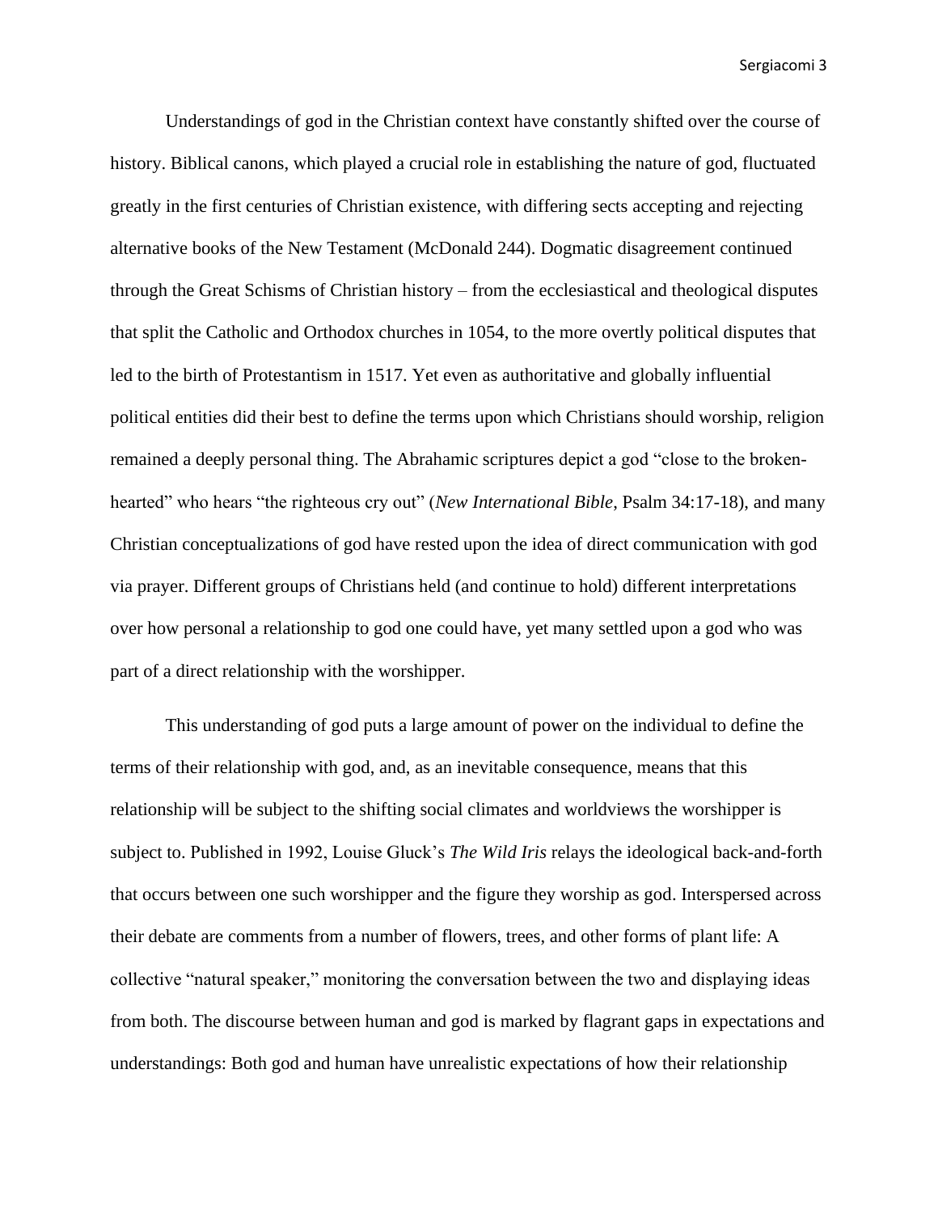Understandings of god in the Christian context have constantly shifted over the course of history. Biblical canons, which played a crucial role in establishing the nature of god, fluctuated greatly in the first centuries of Christian existence, with differing sects accepting and rejecting alternative books of the New Testament (McDonald 244). Dogmatic disagreement continued through the Great Schisms of Christian history – from the ecclesiastical and theological disputes that split the Catholic and Orthodox churches in 1054, to the more overtly political disputes that led to the birth of Protestantism in 1517. Yet even as authoritative and globally influential political entities did their best to define the terms upon which Christians should worship, religion remained a deeply personal thing. The Abrahamic scriptures depict a god "close to the broken-hearted" who hears "the righteous cry out" (*New International Bible*, Psalm 34:17-18), and many Christian conceptualizations of god have rested upon the idea of direct communication with god via prayer. Different groups of Christians held (and continue to hold) different interpretations over how personal a relationship to god one could have, yet many settled upon a god who was part of a direct relationship with the worshipper.

This understanding of god puts a large amount of power on the individual to define the terms of their relationship with god, and, as an inevitable consequence, means that this relationship will be subject to the shifting social climates and worldviews the worshipper is subject to. Published in 1992, Louise Gluck's *The Wild Iris* relays the ideological back-and-forth that occurs between one such worshipper and the figure they worship as god. Interspersed across their debate are comments from a number of flowers, trees, and other forms of plant life: A collective "natural speaker," monitoring the conversation between the two and displaying ideas from both. The discourse between human and god is marked by flagrant gaps in expectations and understandings: Both god and human have unrealistic expectations of how their relationship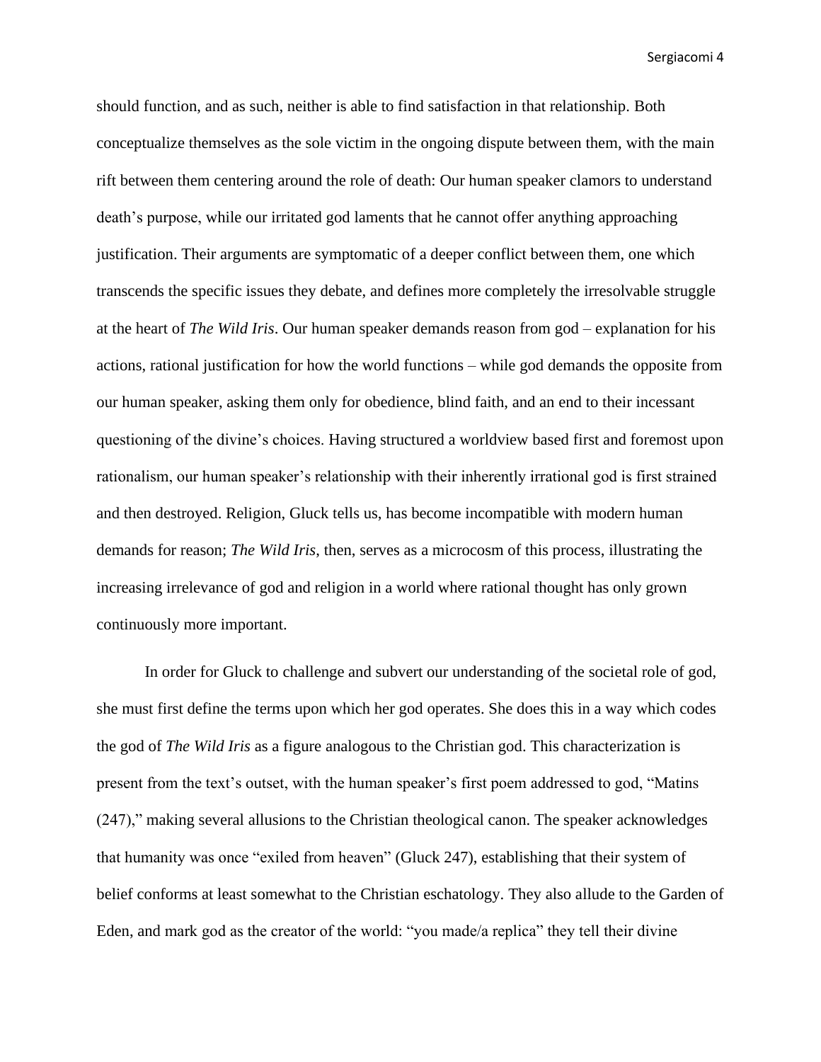should function, and as such, neither is able to find satisfaction in that relationship. Both conceptualize themselves as the sole victim in the ongoing dispute between them, with the main rift between them centering around the role of death: Our human speaker clamors to understand death's purpose, while our irritated god laments that he cannot offer anything approaching justification. Their arguments are symptomatic of a deeper conflict between them, one which transcends the specific issues they debate, and defines more completely the irresolvable struggle at the heart of *The Wild Iris*. Our human speaker demands reason from god – explanation for his actions, rational justification for how the world functions – while god demands the opposite from our human speaker, asking them only for obedience, blind faith, and an end to their incessant questioning of the divine's choices. Having structured a worldview based first and foremost upon rationalism, our human speaker's relationship with their inherently irrational god is first strained and then destroyed. Religion, Gluck tells us, has become incompatible with modern human demands for reason; *The Wild Iris*, then, serves as a microcosm of this process, illustrating the increasing irrelevance of god and religion in a world where rational thought has only grown continuously more important.

In order for Gluck to challenge and subvert our understanding of the societal role of god, she must first define the terms upon which her god operates. She does this in a way which codes the god of *The Wild Iris* as a figure analogous to the Christian god. This characterization is present from the text's outset, with the human speaker's first poem addressed to god, "Matins (247)," making several allusions to the Christian theological canon. The speaker acknowledges that humanity was once "exiled from heaven" (Gluck 247), establishing that their system of belief conforms at least somewhat to the Christian eschatology. They also allude to the Garden of Eden, and mark god as the creator of the world: "you made/a replica" they tell their divine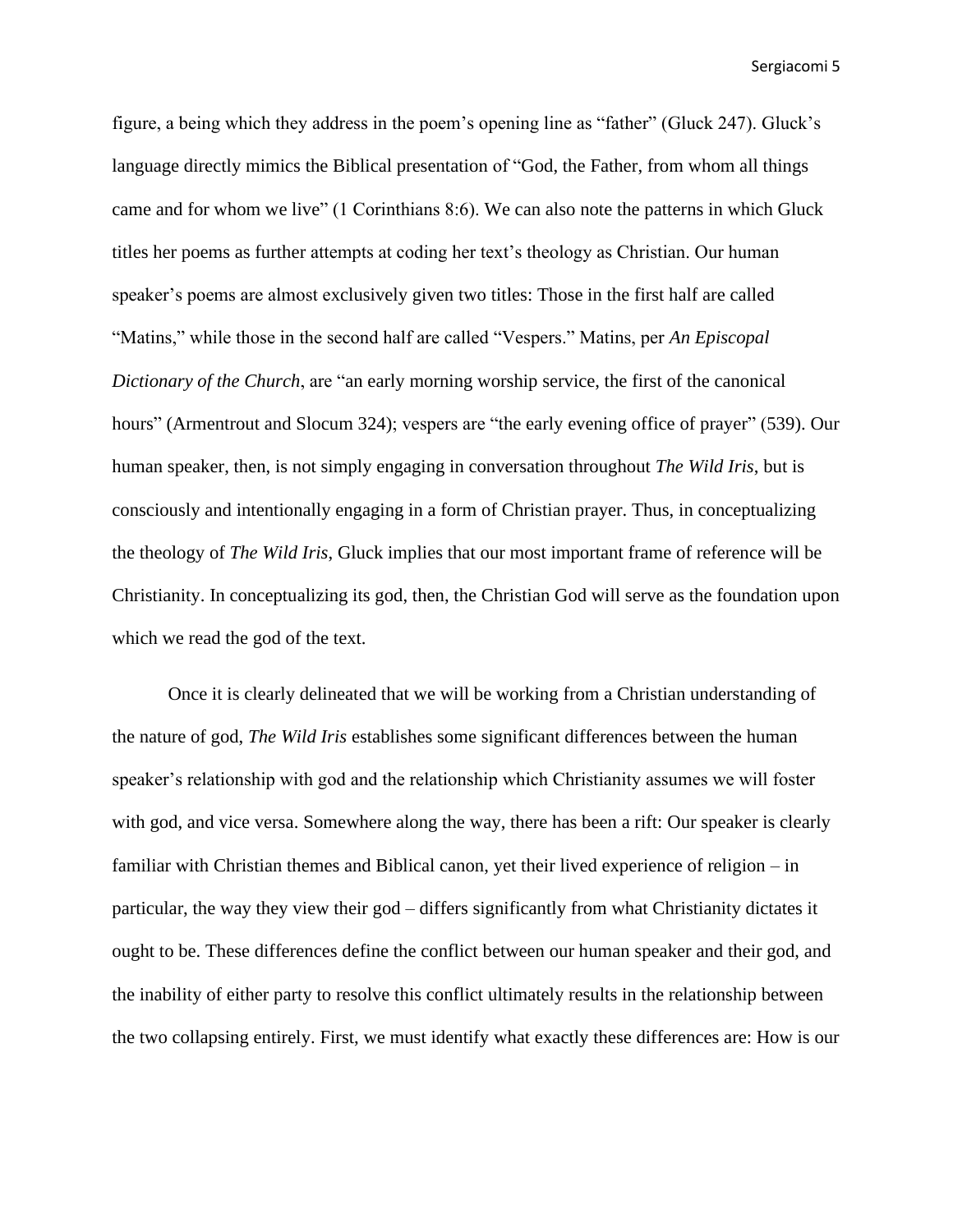figure, a being which they address in the poem's opening line as "father" (Gluck 247). Gluck's language directly mimics the Biblical presentation of "God, the Father, from whom all things came and for whom we live" (1 Corinthians 8:6). We can also note the patterns in which Gluck titles her poems as further attempts at coding her text's theology as Christian. Our human speaker's poems are almost exclusively given two titles: Those in the first half are called "Matins," while those in the second half are called "Vespers." Matins, per *An Episcopal Dictionary of the Church*, are "an early morning worship service, the first of the canonical hours" (Armentrout and Slocum 324); vespers are "the early evening office of prayer" (539). Our human speaker, then, is not simply engaging in conversation throughout *The Wild Iris*, but is consciously and intentionally engaging in a form of Christian prayer. Thus, in conceptualizing the theology of *The Wild Iris*, Gluck implies that our most important frame of reference will be Christianity. In conceptualizing its god, then, the Christian God will serve as the foundation upon which we read the god of the text.

Once it is clearly delineated that we will be working from a Christian understanding of the nature of god, *The Wild Iris* establishes some significant differences between the human speaker's relationship with god and the relationship which Christianity assumes we will foster with god, and vice versa. Somewhere along the way, there has been a rift: Our speaker is clearly familiar with Christian themes and Biblical canon, yet their lived experience of religion – in particular, the way they view their god – differs significantly from what Christianity dictates it ought to be. These differences define the conflict between our human speaker and their god, and the inability of either party to resolve this conflict ultimately results in the relationship between the two collapsing entirely. First, we must identify what exactly these differences are: How is our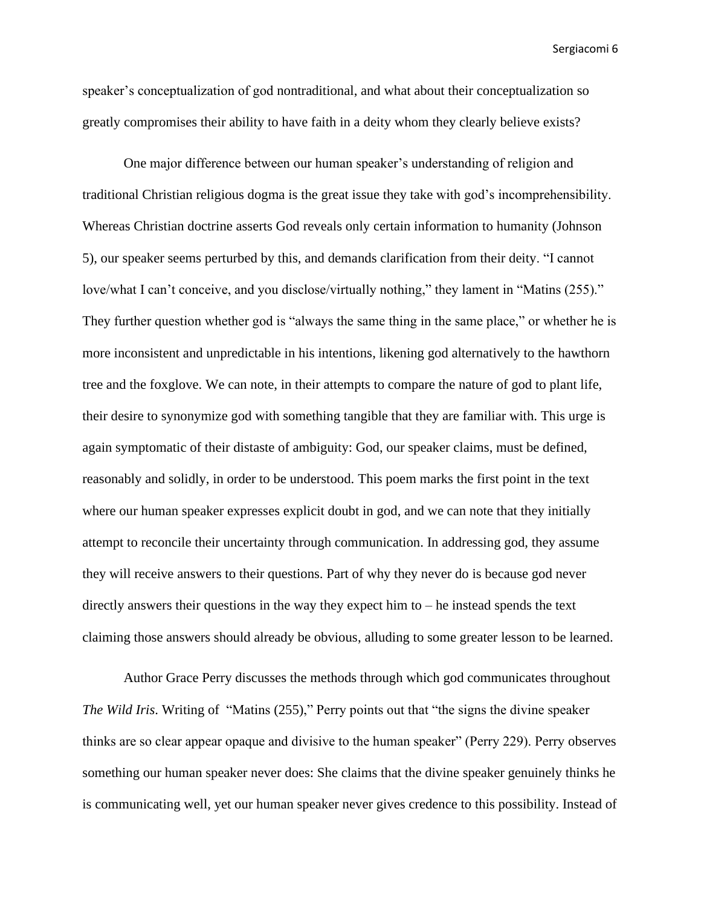speaker's conceptualization of god nontraditional, and what about their conceptualization so greatly compromises their ability to have faith in a deity whom they clearly believe exists?

One major difference between our human speaker's understanding of religion and traditional Christian religious dogma is the great issue they take with god's incomprehensibility. Whereas Christian doctrine asserts God reveals only certain information to humanity (Johnson 5), our speaker seems perturbed by this, and demands clarification from their deity. "I cannot love/what I can't conceive, and you disclose/virtually nothing," they lament in "Matins (255)." They further question whether god is "always the same thing in the same place," or whether he is more inconsistent and unpredictable in his intentions, likening god alternatively to the hawthorn tree and the foxglove. We can note, in their attempts to compare the nature of god to plant life, their desire to synonymize god with something tangible that they are familiar with. This urge is again symptomatic of their distaste of ambiguity: God, our speaker claims, must be defined, reasonably and solidly, in order to be understood. This poem marks the first point in the text where our human speaker expresses explicit doubt in god, and we can note that they initially attempt to reconcile their uncertainty through communication. In addressing god, they assume they will receive answers to their questions. Part of why they never do is because god never directly answers their questions in the way they expect him to – he instead spends the text claiming those answers should already be obvious, alluding to some greater lesson to be learned.

Author Grace Perry discusses the methods through which god communicates throughout *The Wild Iris*. Writing of "Matins (255)," Perry points out that "the signs the divine speaker thinks are so clear appear opaque and divisive to the human speaker" (Perry 229). Perry observes something our human speaker never does: She claims that the divine speaker genuinely thinks he is communicating well, yet our human speaker never gives credence to this possibility. Instead of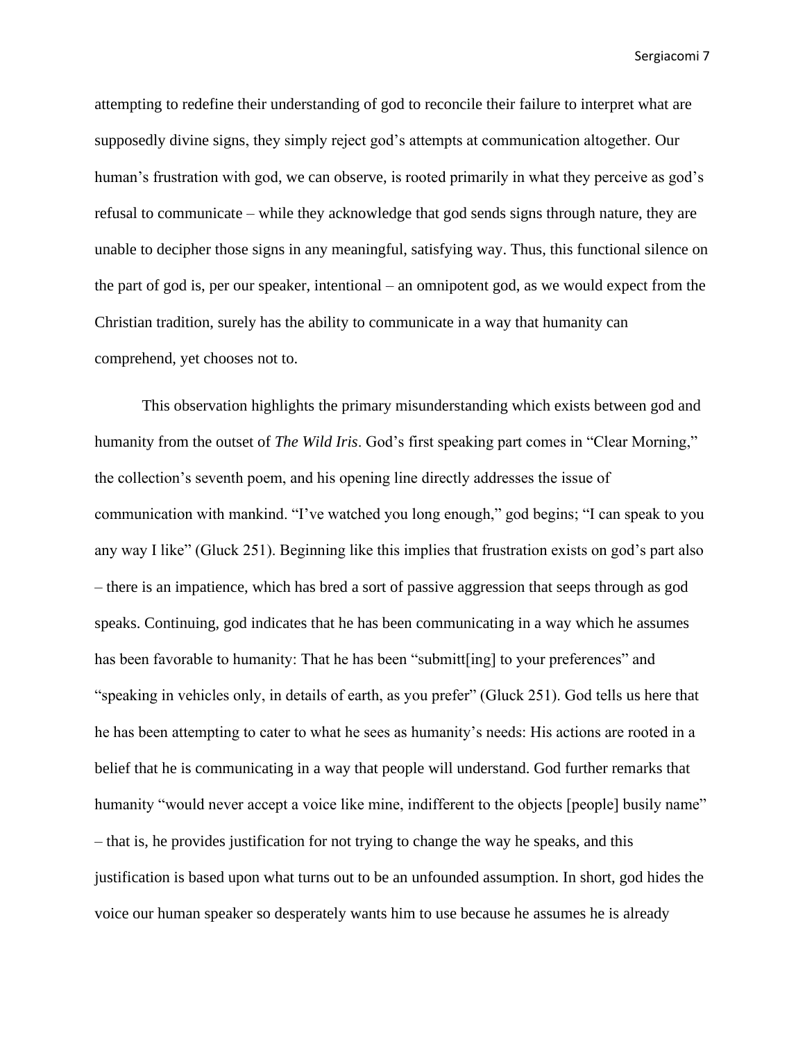attempting to redefine their understanding of god to reconcile their failure to interpret what are supposedly divine signs, they simply reject god's attempts at communication altogether. Our human's frustration with god, we can observe, is rooted primarily in what they perceive as god's refusal to communicate – while they acknowledge that god sends signs through nature, they are unable to decipher those signs in any meaningful, satisfying way. Thus, this functional silence on the part of god is, per our speaker, intentional – an omnipotent god, as we would expect from the Christian tradition, surely has the ability to communicate in a way that humanity can comprehend, yet chooses not to.

This observation highlights the primary misunderstanding which exists between god and humanity from the outset of *The Wild Iris*. God's first speaking part comes in "Clear Morning," the collection's seventh poem, and his opening line directly addresses the issue of communication with mankind. "I've watched you long enough," god begins; "I can speak to you any way I like" (Gluck 251). Beginning like this implies that frustration exists on god's part also – there is an impatience, which has bred a sort of passive aggression that seeps through as god speaks. Continuing, god indicates that he has been communicating in a way which he assumes has been favorable to humanity: That he has been "submitt[ing] to your preferences" and "speaking in vehicles only, in details of earth, as you prefer" (Gluck 251). God tells us here that he has been attempting to cater to what he sees as humanity's needs: His actions are rooted in a belief that he is communicating in a way that people will understand. God further remarks that humanity "would never accept a voice like mine, indifferent to the objects [people] busily name" – that is, he provides justification for not trying to change the way he speaks, and this justification is based upon what turns out to be an unfounded assumption. In short, god hides the voice our human speaker so desperately wants him to use because he assumes he is already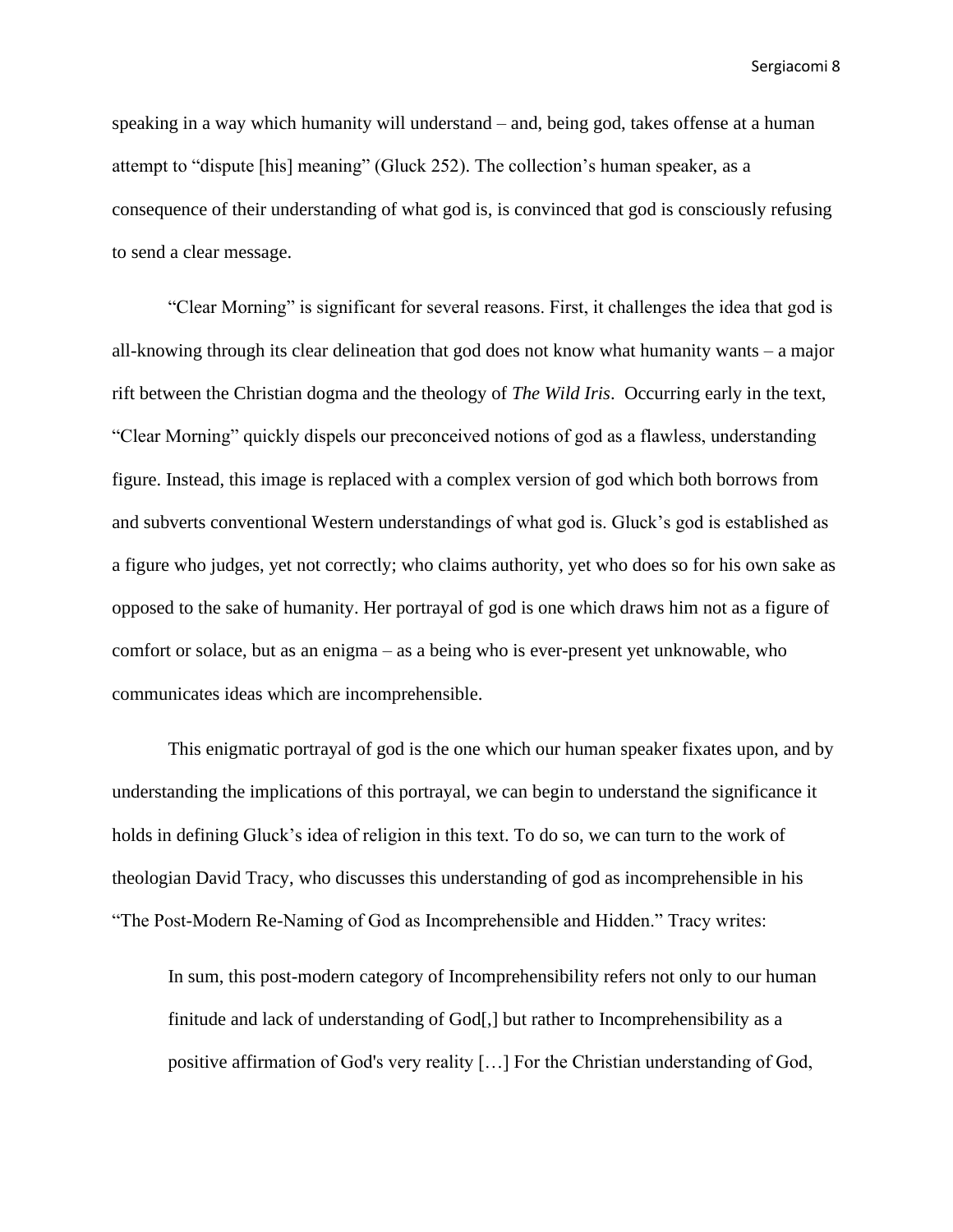speaking in a way which humanity will understand – and, being god, takes offense at a human attempt to "dispute [his] meaning" (Gluck 252). The collection's human speaker, as a consequence of their understanding of what god is, is convinced that god is consciously refusing to send a clear message.

"Clear Morning" is significant for several reasons. First, it challenges the idea that god is all-knowing through its clear delineation that god does not know what humanity wants – a major rift between the Christian dogma and the theology of *The Wild Iris*. Occurring early in the text, "Clear Morning" quickly dispels our preconceived notions of god as a flawless, understanding figure. Instead, this image is replaced with a complex version of god which both borrows from and subverts conventional Western understandings of what god is. Gluck's god is established as a figure who judges, yet not correctly; who claims authority, yet who does so for his own sake as opposed to the sake of humanity. Her portrayal of god is one which draws him not as a figure of comfort or solace, but as an enigma – as a being who is ever-present yet unknowable, who communicates ideas which are incomprehensible.

This enigmatic portrayal of god is the one which our human speaker fixates upon, and by understanding the implications of this portrayal, we can begin to understand the significance it holds in defining Gluck's idea of religion in this text. To do so, we can turn to the work of theologian David Tracy, who discusses this understanding of god as incomprehensible in his "The Post-Modern Re-Naming of God as Incomprehensible and Hidden." Tracy writes:

> In sum, this post-modern category of Incomprehensibility refers not only to our human finitude and lack of understanding of God[,] but rather to Incomprehensibility as a positive affirmation of God's very reality […] For the Christian understanding of God,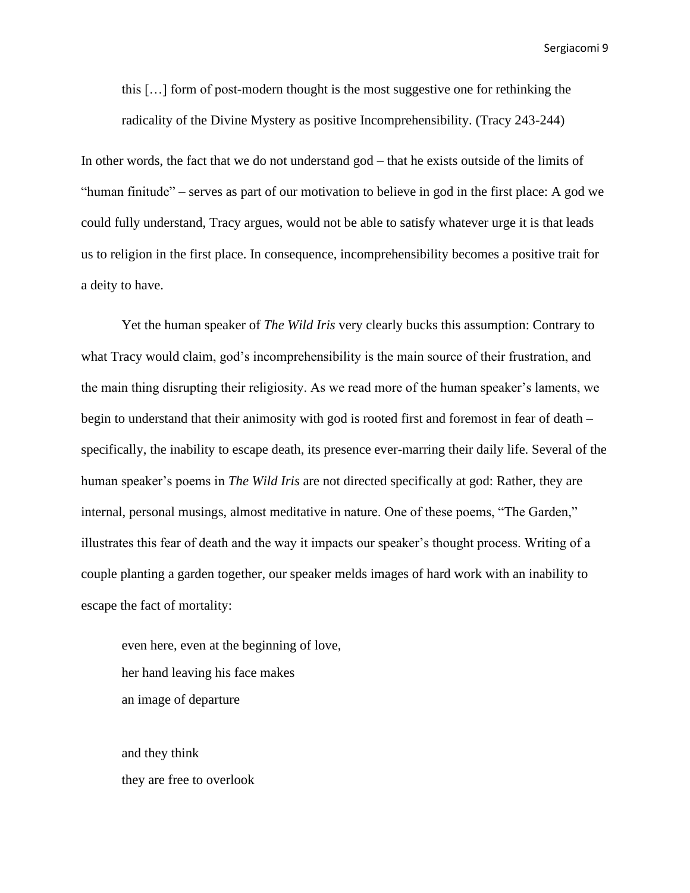> this […] form of post-modern thought is the most suggestive one for rethinking the radicality of the Divine Mystery as positive Incomprehensibility. (Tracy 243-244)

In other words, the fact that we do not understand god – that he exists outside of the limits of "human finitude" – serves as part of our motivation to believe in god in the first place: A god we could fully understand, Tracy argues, would not be able to satisfy whatever urge it is that leads us to religion in the first place. In consequence, incomprehensibility becomes a positive trait for a deity to have.

Yet the human speaker of *The Wild Iris* very clearly bucks this assumption: Contrary to what Tracy would claim, god's incomprehensibility is the main source of their frustration, and the main thing disrupting their religiosity. As we read more of the human speaker's laments, we begin to understand that their animosity with god is rooted first and foremost in fear of death – specifically, the inability to escape death, its presence ever-marring their daily life. Several of the human speaker's poems in *The Wild Iris* are not directed specifically at god: Rather, they are internal, personal musings, almost meditative in nature. One of these poems, "The Garden," illustrates this fear of death and the way it impacts our speaker's thought process. Writing of a couple planting a garden together, our speaker melds images of hard work with an inability to escape the fact of mortality:

> even here, even at the beginning of love,
> her hand leaving his face makes
> an image of departure
>
> and they think
> they are free to overlook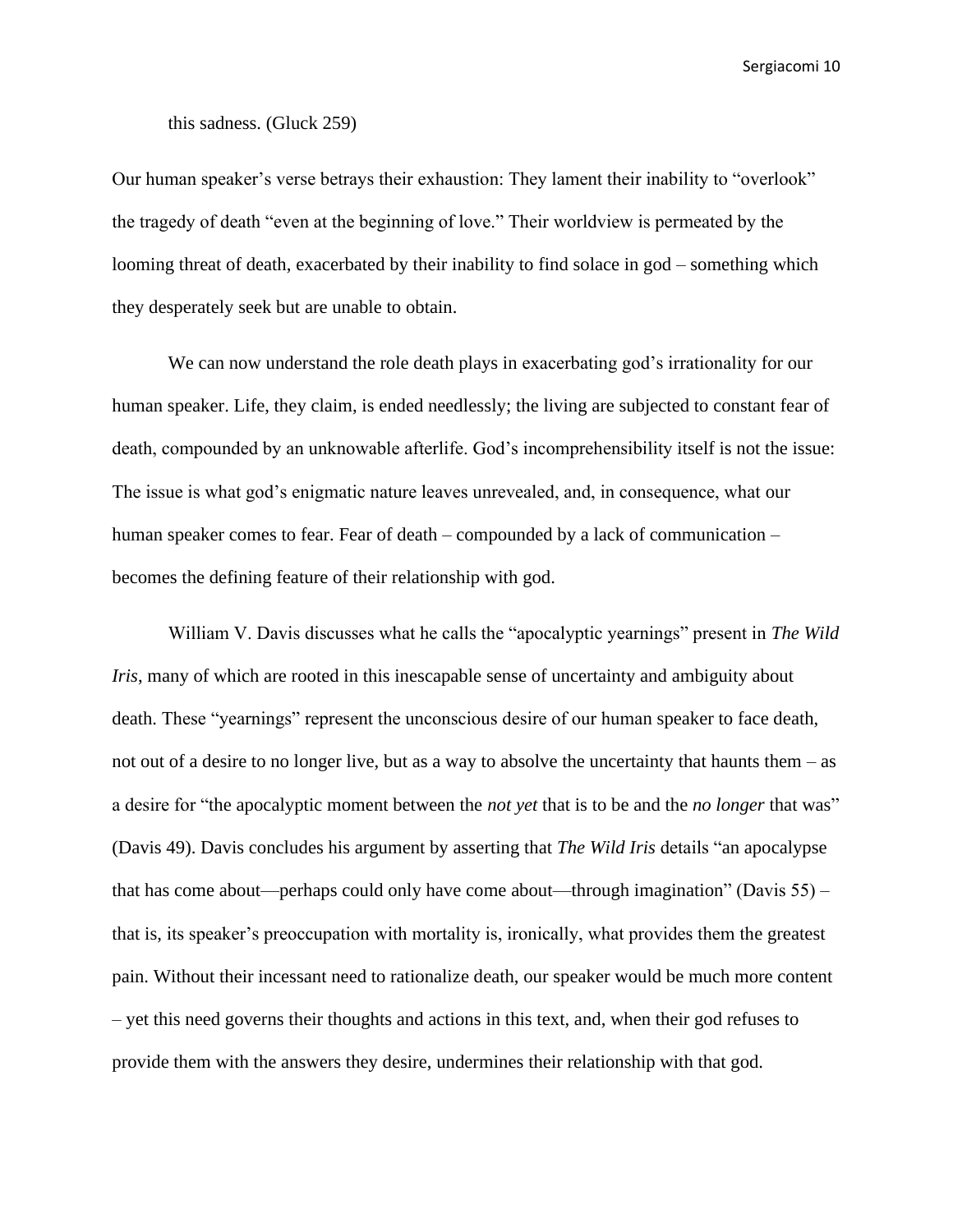this sadness. (Gluck 259)

Our human speaker's verse betrays their exhaustion: They lament their inability to "overlook" the tragedy of death "even at the beginning of love." Their worldview is permeated by the looming threat of death, exacerbated by their inability to find solace in god – something which they desperately seek but are unable to obtain.

We can now understand the role death plays in exacerbating god's irrationality for our human speaker. Life, they claim, is ended needlessly; the living are subjected to constant fear of death, compounded by an unknowable afterlife. God's incomprehensibility itself is not the issue: The issue is what god's enigmatic nature leaves unrevealed, and, in consequence, what our human speaker comes to fear. Fear of death – compounded by a lack of communication – becomes the defining feature of their relationship with god.

William V. Davis discusses what he calls the "apocalyptic yearnings" present in *The Wild Iris*, many of which are rooted in this inescapable sense of uncertainty and ambiguity about death. These "yearnings" represent the unconscious desire of our human speaker to face death, not out of a desire to no longer live, but as a way to absolve the uncertainty that haunts them – as a desire for "the apocalyptic moment between the *not yet* that is to be and the *no longer* that was" (Davis 49). Davis concludes his argument by asserting that *The Wild Iris* details "an apocalypse that has come about—perhaps could only have come about—through imagination" (Davis 55) – that is, its speaker's preoccupation with mortality is, ironically, what provides them the greatest pain. Without their incessant need to rationalize death, our speaker would be much more content – yet this need governs their thoughts and actions in this text, and, when their god refuses to provide them with the answers they desire, undermines their relationship with that god.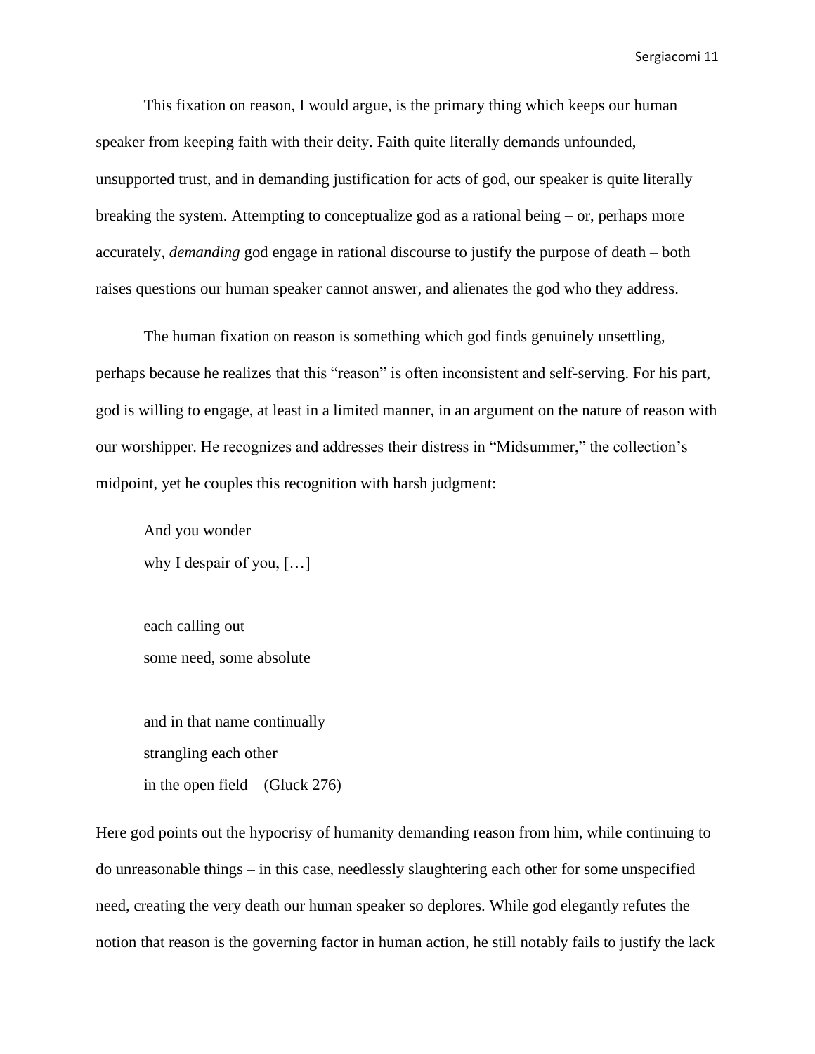This fixation on reason, I would argue, is the primary thing which keeps our human speaker from keeping faith with their deity. Faith quite literally demands unfounded, unsupported trust, and in demanding justification for acts of god, our speaker is quite literally breaking the system. Attempting to conceptualize god as a rational being – or, perhaps more accurately, *demanding* god engage in rational discourse to justify the purpose of death – both raises questions our human speaker cannot answer, and alienates the god who they address.

The human fixation on reason is something which god finds genuinely unsettling, perhaps because he realizes that this "reason" is often inconsistent and self-serving. For his part, god is willing to engage, at least in a limited manner, in an argument on the nature of reason with our worshipper. He recognizes and addresses their distress in "Midsummer," the collection's midpoint, yet he couples this recognition with harsh judgment:

> And you wonder
> why I despair of you, […]
>
> each calling out
> some need, some absolute
>
> and in that name continually
> strangling each other
> in the open field– (Gluck 276)

Here god points out the hypocrisy of humanity demanding reason from him, while continuing to do unreasonable things – in this case, needlessly slaughtering each other for some unspecified need, creating the very death our human speaker so deplores. While god elegantly refutes the notion that reason is the governing factor in human action, he still notably fails to justify the lack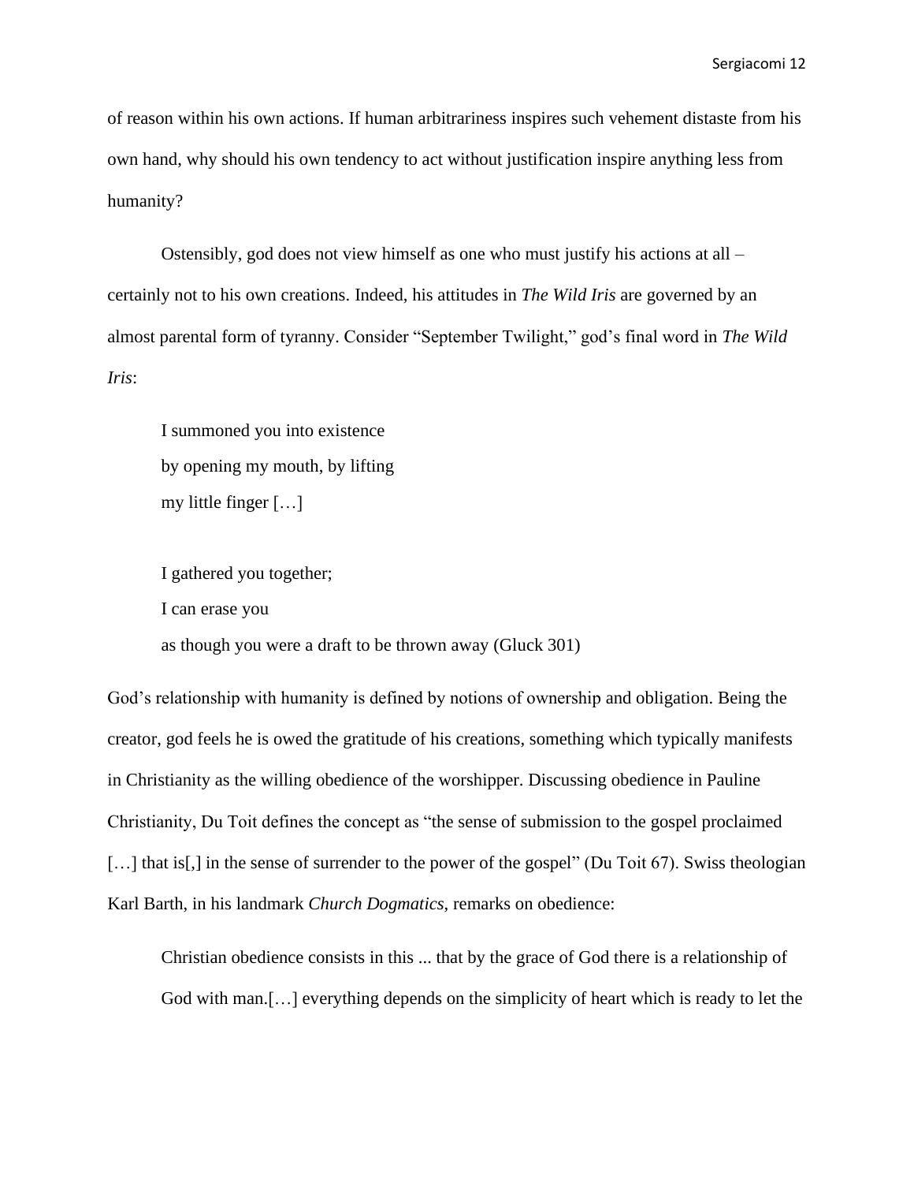of reason within his own actions. If human arbitrariness inspires such vehement distaste from his own hand, why should his own tendency to act without justification inspire anything less from humanity?

Ostensibly, god does not view himself as one who must justify his actions at all – certainly not to his own creations. Indeed, his attitudes in *The Wild Iris* are governed by an almost parental form of tyranny. Consider "September Twilight," god's final word in *The Wild Iris*:

> I summoned you into existence
> by opening my mouth, by lifting
> my little finger […]
>
> I gathered you together;
> I can erase you
> as though you were a draft to be thrown away (Gluck 301)

God's relationship with humanity is defined by notions of ownership and obligation. Being the creator, god feels he is owed the gratitude of his creations, something which typically manifests in Christianity as the willing obedience of the worshipper. Discussing obedience in Pauline Christianity, Du Toit defines the concept as "the sense of submission to the gospel proclaimed […] that is[,] in the sense of surrender to the power of the gospel" (Du Toit 67). Swiss theologian Karl Barth, in his landmark *Church Dogmatics*, remarks on obedience:

> Christian obedience consists in this ... that by the grace of God there is a relationship of God with man.[…] everything depends on the simplicity of heart which is ready to let the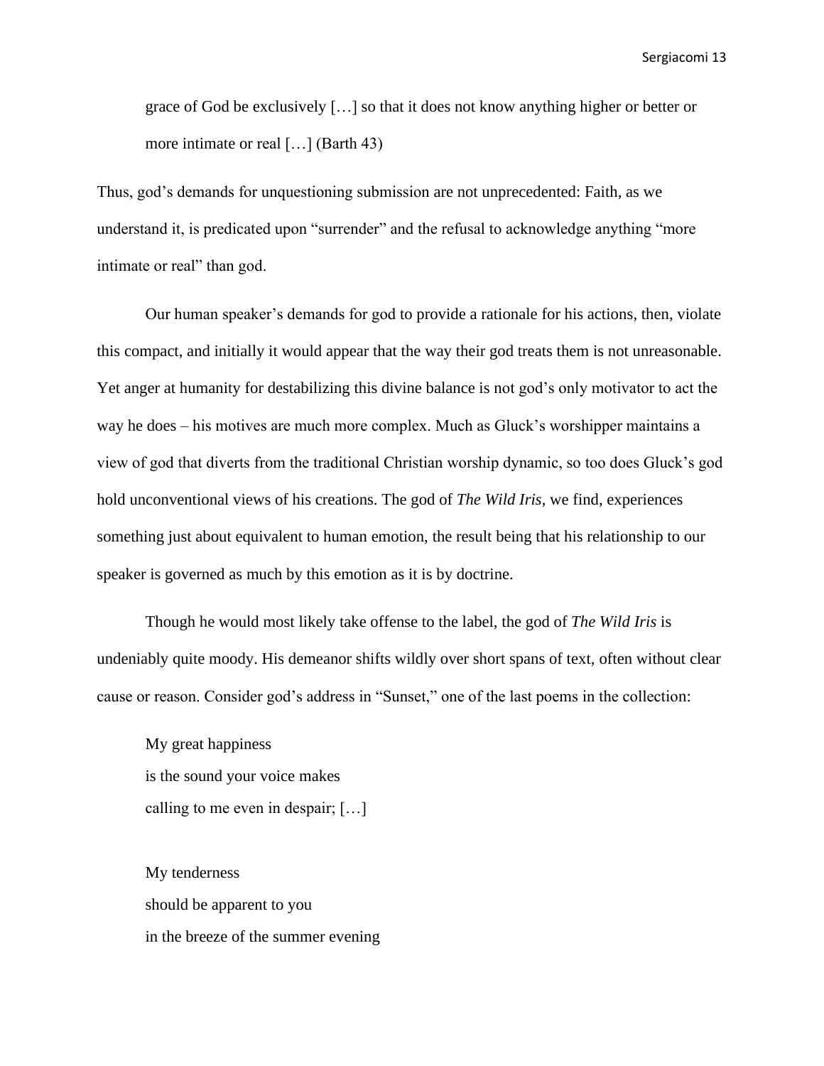> grace of God be exclusively […] so that it does not know anything higher or better or more intimate or real […] (Barth 43)

Thus, god's demands for unquestioning submission are not unprecedented: Faith, as we understand it, is predicated upon "surrender" and the refusal to acknowledge anything "more intimate or real" than god.

Our human speaker's demands for god to provide a rationale for his actions, then, violate this compact, and initially it would appear that the way their god treats them is not unreasonable. Yet anger at humanity for destabilizing this divine balance is not god's only motivator to act the way he does – his motives are much more complex. Much as Gluck's worshipper maintains a view of god that diverts from the traditional Christian worship dynamic, so too does Gluck's god hold unconventional views of his creations. The god of *The Wild Iris*, we find, experiences something just about equivalent to human emotion, the result being that his relationship to our speaker is governed as much by this emotion as it is by doctrine.

Though he would most likely take offense to the label, the god of *The Wild Iris* is undeniably quite moody. His demeanor shifts wildly over short spans of text, often without clear cause or reason. Consider god's address in "Sunset," one of the last poems in the collection:

> My great happiness
> is the sound your voice makes
> calling to me even in despair; […]
>
> My tenderness
> should be apparent to you
> in the breeze of the summer evening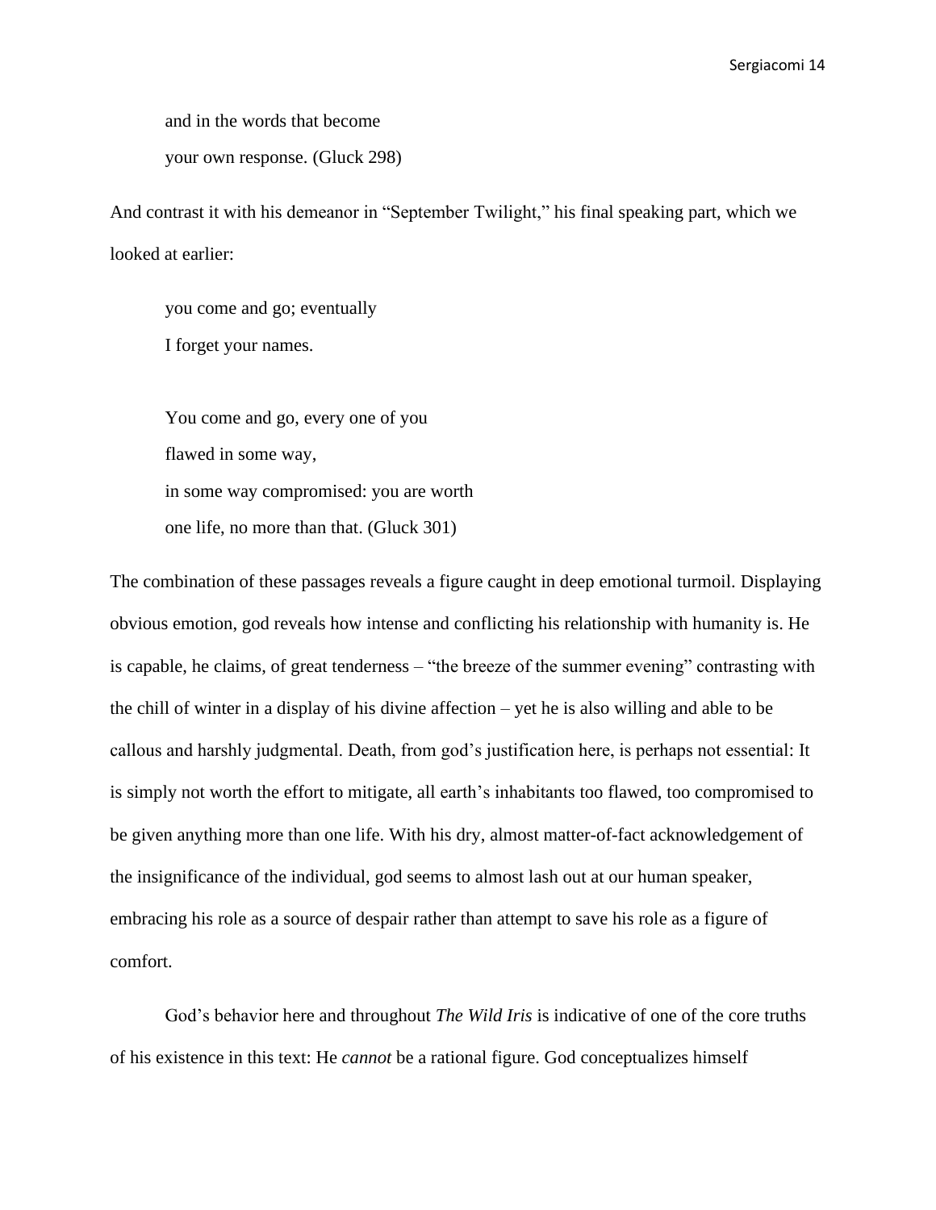and in the words that become

your own response. (Gluck 298)

And contrast it with his demeanor in "September Twilight," his final speaking part, which we looked at earlier:

> you come and go; eventually
> I forget your names.
>
> You come and go, every one of you
> flawed in some way,
> in some way compromised: you are worth
> one life, no more than that. (Gluck 301)

The combination of these passages reveals a figure caught in deep emotional turmoil. Displaying obvious emotion, god reveals how intense and conflicting his relationship with humanity is. He is capable, he claims, of great tenderness – "the breeze of the summer evening" contrasting with the chill of winter in a display of his divine affection – yet he is also willing and able to be callous and harshly judgmental. Death, from god's justification here, is perhaps not essential: It is simply not worth the effort to mitigate, all earth's inhabitants too flawed, too compromised to be given anything more than one life. With his dry, almost matter-of-fact acknowledgement of the insignificance of the individual, god seems to almost lash out at our human speaker, embracing his role as a source of despair rather than attempt to save his role as a figure of comfort.

God's behavior here and throughout *The Wild Iris* is indicative of one of the core truths of his existence in this text: He *cannot* be a rational figure. God conceptualizes himself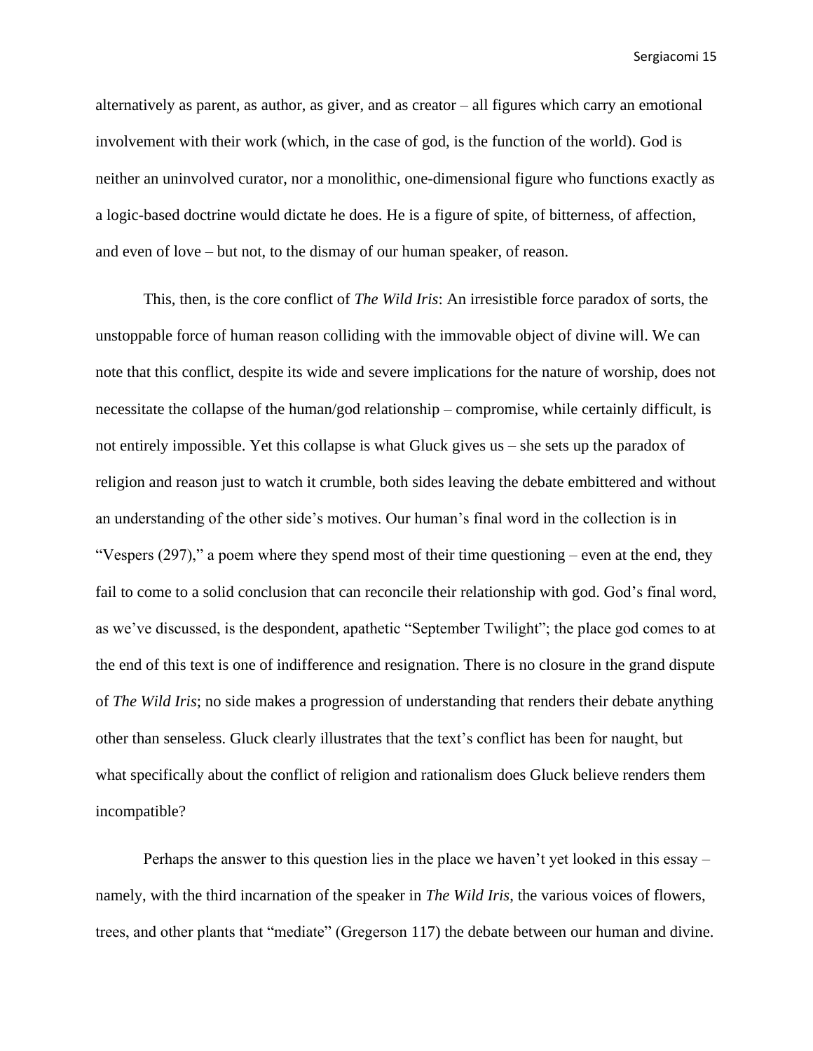alternatively as parent, as author, as giver, and as creator – all figures which carry an emotional involvement with their work (which, in the case of god, is the function of the world). God is neither an uninvolved curator, nor a monolithic, one-dimensional figure who functions exactly as a logic-based doctrine would dictate he does. He is a figure of spite, of bitterness, of affection, and even of love – but not, to the dismay of our human speaker, of reason.

This, then, is the core conflict of *The Wild Iris*: An irresistible force paradox of sorts, the unstoppable force of human reason colliding with the immovable object of divine will. We can note that this conflict, despite its wide and severe implications for the nature of worship, does not necessitate the collapse of the human/god relationship – compromise, while certainly difficult, is not entirely impossible. Yet this collapse is what Gluck gives us – she sets up the paradox of religion and reason just to watch it crumble, both sides leaving the debate embittered and without an understanding of the other side's motives. Our human's final word in the collection is in "Vespers (297)," a poem where they spend most of their time questioning – even at the end, they fail to come to a solid conclusion that can reconcile their relationship with god. God's final word, as we've discussed, is the despondent, apathetic "September Twilight"; the place god comes to at the end of this text is one of indifference and resignation. There is no closure in the grand dispute of *The Wild Iris*; no side makes a progression of understanding that renders their debate anything other than senseless. Gluck clearly illustrates that the text's conflict has been for naught, but what specifically about the conflict of religion and rationalism does Gluck believe renders them incompatible?

Perhaps the answer to this question lies in the place we haven't yet looked in this essay – namely, with the third incarnation of the speaker in *The Wild Iris*, the various voices of flowers, trees, and other plants that "mediate" (Gregerson 117) the debate between our human and divine.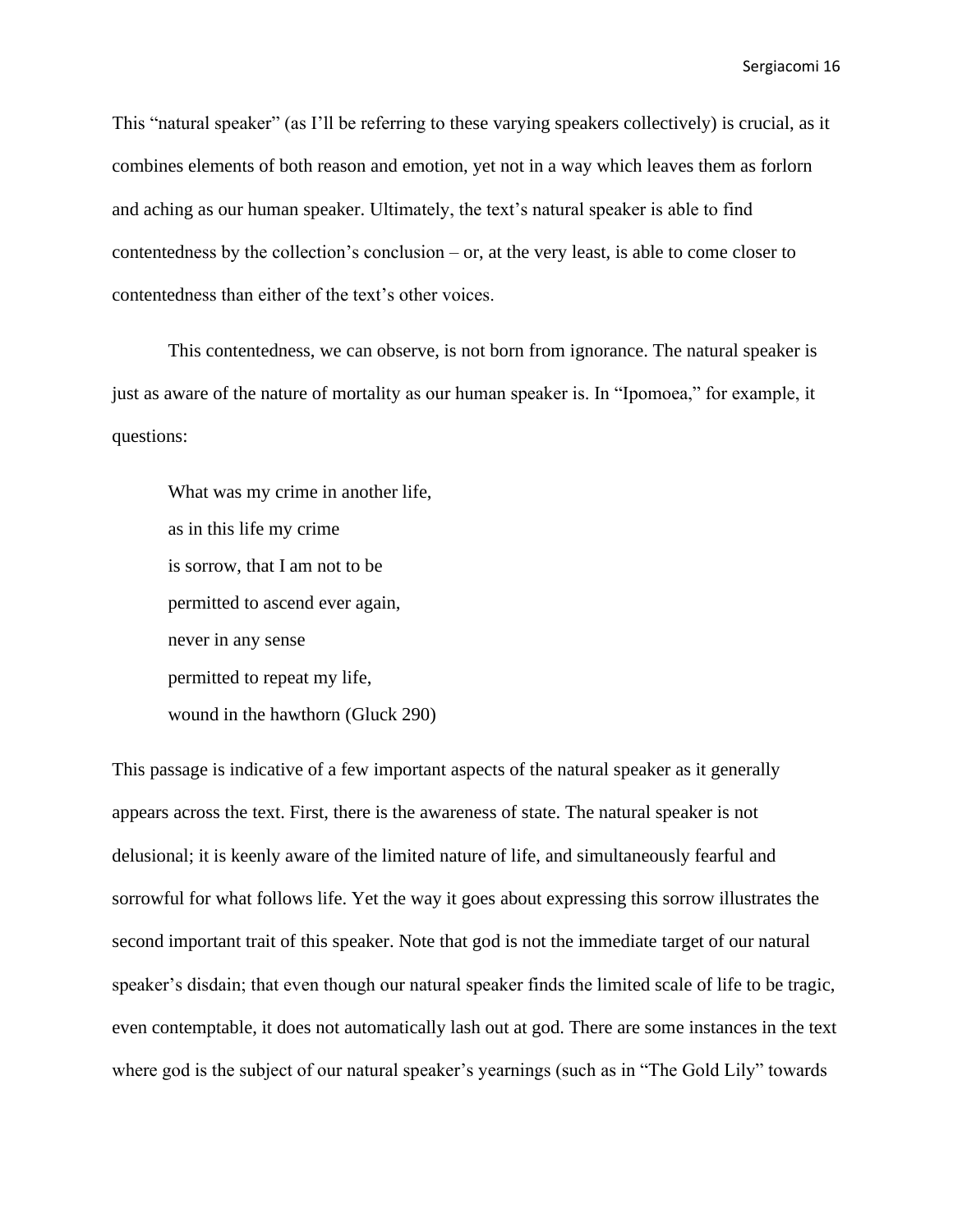This "natural speaker" (as I'll be referring to these varying speakers collectively) is crucial, as it combines elements of both reason and emotion, yet not in a way which leaves them as forlorn and aching as our human speaker. Ultimately, the text's natural speaker is able to find contentedness by the collection's conclusion – or, at the very least, is able to come closer to contentedness than either of the text's other voices.

This contentedness, we can observe, is not born from ignorance. The natural speaker is just as aware of the nature of mortality as our human speaker is. In "Ipomoea," for example, it questions:

> What was my crime in another life,  
> as in this life my crime  
> is sorrow, that I am not to be  
> permitted to ascend ever again,  
> never in any sense  
> permitted to repeat my life,  
> wound in the hawthorn (Gluck 290)

This passage is indicative of a few important aspects of the natural speaker as it generally appears across the text. First, there is the awareness of state. The natural speaker is not delusional; it is keenly aware of the limited nature of life, and simultaneously fearful and sorrowful for what follows life. Yet the way it goes about expressing this sorrow illustrates the second important trait of this speaker. Note that god is not the immediate target of our natural speaker's disdain; that even though our natural speaker finds the limited scale of life to be tragic, even contemptable, it does not automatically lash out at god. There are some instances in the text where god is the subject of our natural speaker's yearnings (such as in "The Gold Lily" towards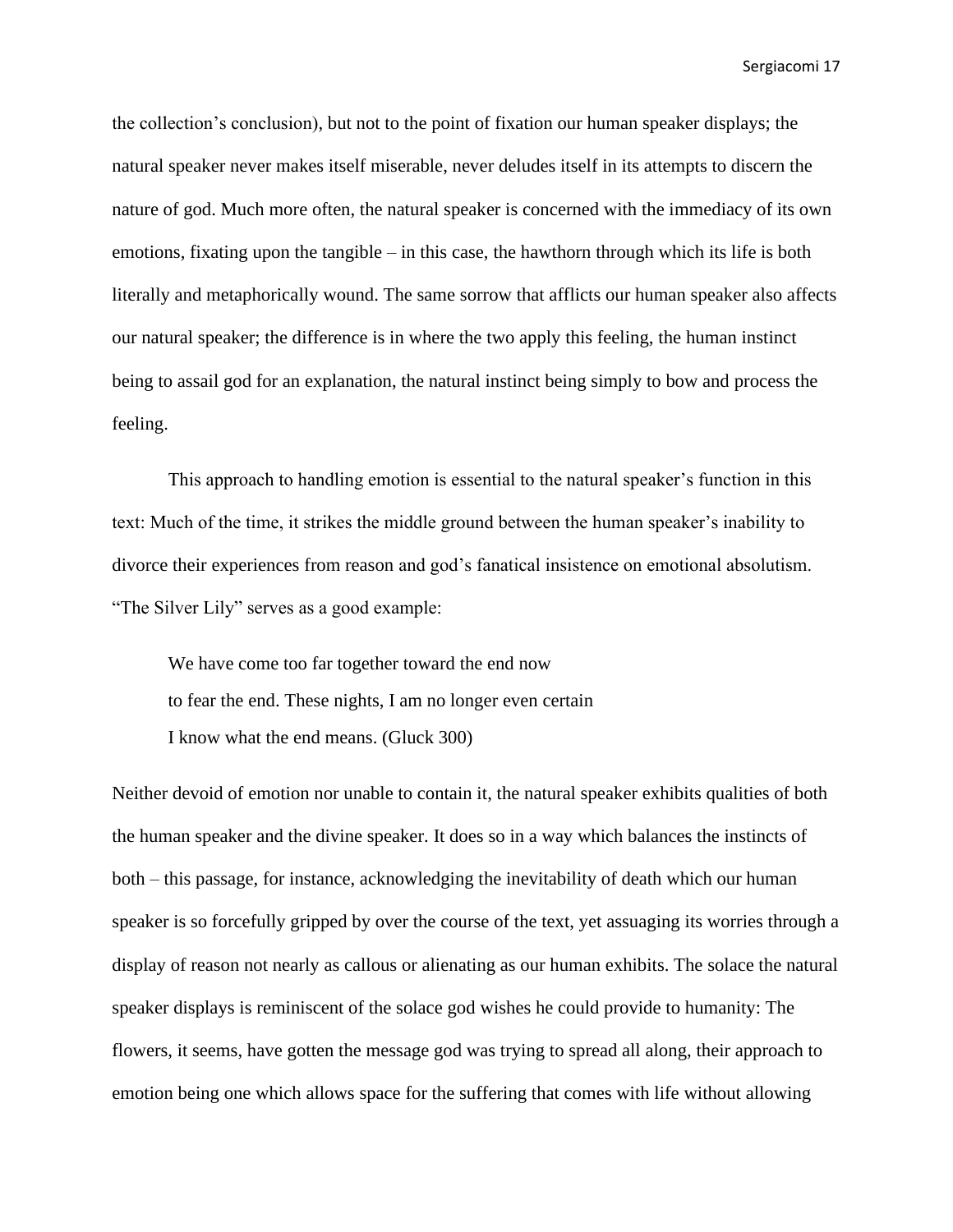the collection's conclusion), but not to the point of fixation our human speaker displays; the natural speaker never makes itself miserable, never deludes itself in its attempts to discern the nature of god. Much more often, the natural speaker is concerned with the immediacy of its own emotions, fixating upon the tangible – in this case, the hawthorn through which its life is both literally and metaphorically wound. The same sorrow that afflicts our human speaker also affects our natural speaker; the difference is in where the two apply this feeling, the human instinct being to assail god for an explanation, the natural instinct being simply to bow and process the feeling.

This approach to handling emotion is essential to the natural speaker's function in this text: Much of the time, it strikes the middle ground between the human speaker's inability to divorce their experiences from reason and god's fanatical insistence on emotional absolutism. "The Silver Lily" serves as a good example:

> We have come too far together toward the end now
> to fear the end. These nights, I am no longer even certain
> I know what the end means. (Gluck 300)

Neither devoid of emotion nor unable to contain it, the natural speaker exhibits qualities of both the human speaker and the divine speaker. It does so in a way which balances the instincts of both – this passage, for instance, acknowledging the inevitability of death which our human speaker is so forcefully gripped by over the course of the text, yet assuaging its worries through a display of reason not nearly as callous or alienating as our human exhibits. The solace the natural speaker displays is reminiscent of the solace god wishes he could provide to humanity: The flowers, it seems, have gotten the message god was trying to spread all along, their approach to emotion being one which allows space for the suffering that comes with life without allowing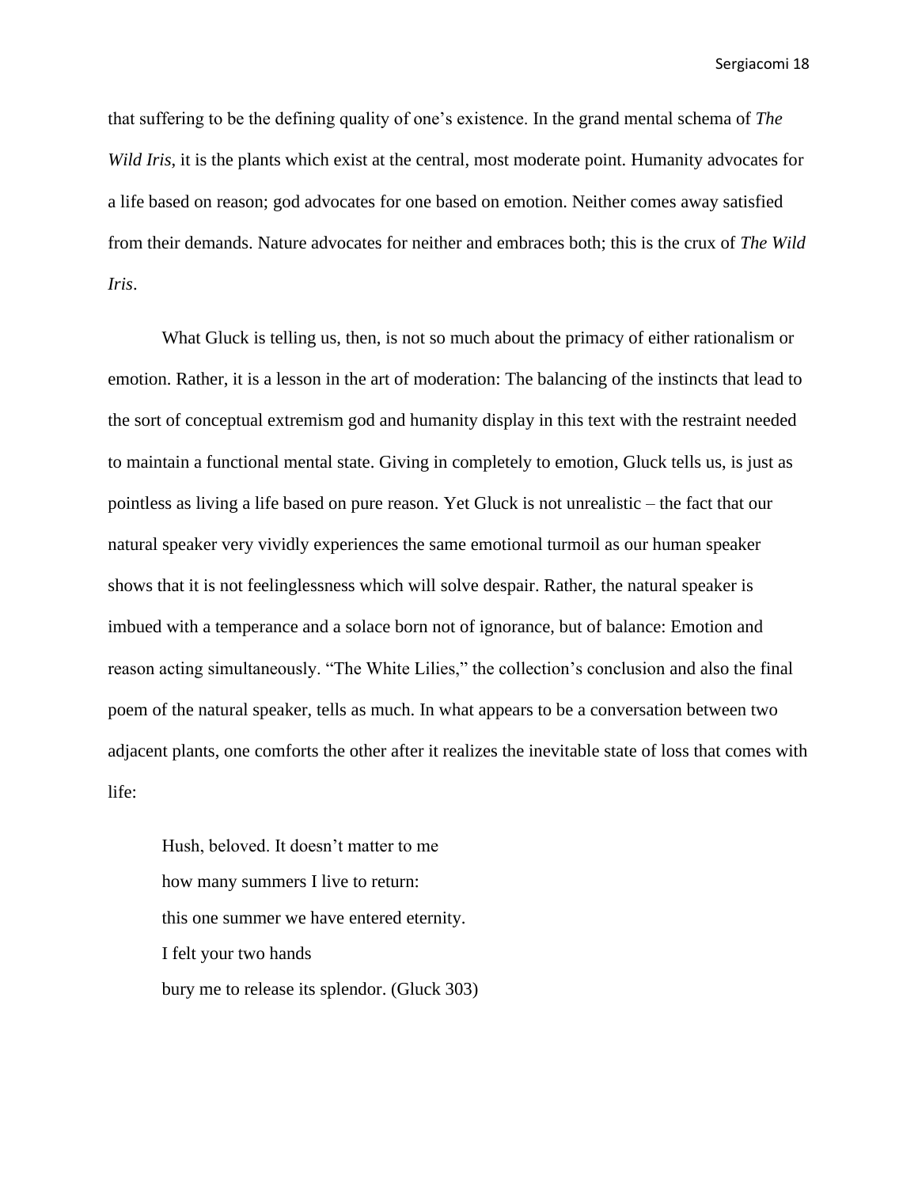that suffering to be the defining quality of one's existence. In the grand mental schema of *The Wild Iris*, it is the plants which exist at the central, most moderate point. Humanity advocates for a life based on reason; god advocates for one based on emotion. Neither comes away satisfied from their demands. Nature advocates for neither and embraces both; this is the crux of *The Wild Iris*.

What Gluck is telling us, then, is not so much about the primacy of either rationalism or emotion. Rather, it is a lesson in the art of moderation: The balancing of the instincts that lead to the sort of conceptual extremism god and humanity display in this text with the restraint needed to maintain a functional mental state. Giving in completely to emotion, Gluck tells us, is just as pointless as living a life based on pure reason. Yet Gluck is not unrealistic – the fact that our natural speaker very vividly experiences the same emotional turmoil as our human speaker shows that it is not feelinglessness which will solve despair. Rather, the natural speaker is imbued with a temperance and a solace born not of ignorance, but of balance: Emotion and reason acting simultaneously. "The White Lilies," the collection's conclusion and also the final poem of the natural speaker, tells as much. In what appears to be a conversation between two adjacent plants, one comforts the other after it realizes the inevitable state of loss that comes with life:

> Hush, beloved. It doesn't matter to me
> how many summers I live to return:
> this one summer we have entered eternity.
> I felt your two hands
> bury me to release its splendor. (Gluck 303)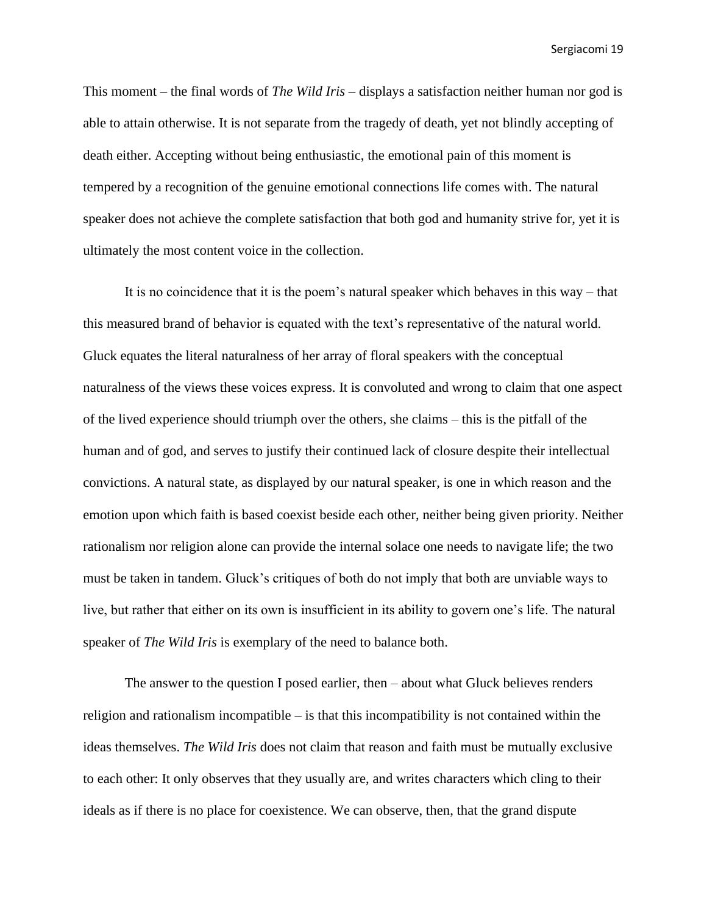This moment – the final words of *The Wild Iris* – displays a satisfaction neither human nor god is able to attain otherwise. It is not separate from the tragedy of death, yet not blindly accepting of death either. Accepting without being enthusiastic, the emotional pain of this moment is tempered by a recognition of the genuine emotional connections life comes with. The natural speaker does not achieve the complete satisfaction that both god and humanity strive for, yet it is ultimately the most content voice in the collection.

It is no coincidence that it is the poem's natural speaker which behaves in this way – that this measured brand of behavior is equated with the text's representative of the natural world. Gluck equates the literal naturalness of her array of floral speakers with the conceptual naturalness of the views these voices express. It is convoluted and wrong to claim that one aspect of the lived experience should triumph over the others, she claims – this is the pitfall of the human and of god, and serves to justify their continued lack of closure despite their intellectual convictions. A natural state, as displayed by our natural speaker, is one in which reason and the emotion upon which faith is based coexist beside each other, neither being given priority. Neither rationalism nor religion alone can provide the internal solace one needs to navigate life; the two must be taken in tandem. Gluck's critiques of both do not imply that both are unviable ways to live, but rather that either on its own is insufficient in its ability to govern one's life. The natural speaker of *The Wild Iris* is exemplary of the need to balance both.

The answer to the question I posed earlier, then – about what Gluck believes renders religion and rationalism incompatible – is that this incompatibility is not contained within the ideas themselves. *The Wild Iris* does not claim that reason and faith must be mutually exclusive to each other: It only observes that they usually are, and writes characters which cling to their ideals as if there is no place for coexistence. We can observe, then, that the grand dispute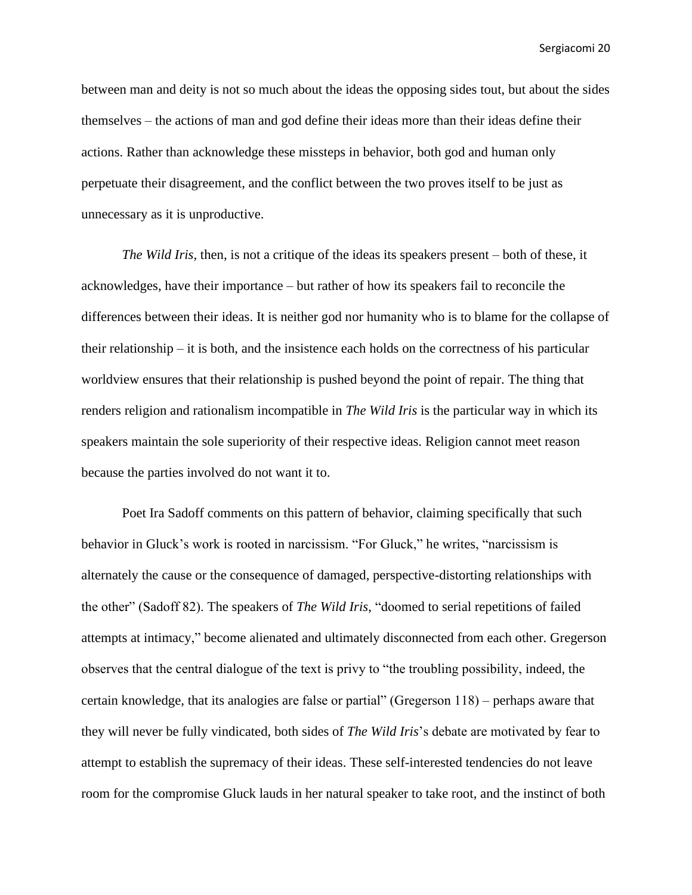between man and deity is not so much about the ideas the opposing sides tout, but about the sides themselves – the actions of man and god define their ideas more than their ideas define their actions. Rather than acknowledge these missteps in behavior, both god and human only perpetuate their disagreement, and the conflict between the two proves itself to be just as unnecessary as it is unproductive.

*The Wild Iris*, then, is not a critique of the ideas its speakers present – both of these, it acknowledges, have their importance – but rather of how its speakers fail to reconcile the differences between their ideas. It is neither god nor humanity who is to blame for the collapse of their relationship – it is both, and the insistence each holds on the correctness of his particular worldview ensures that their relationship is pushed beyond the point of repair. The thing that renders religion and rationalism incompatible in *The Wild Iris* is the particular way in which its speakers maintain the sole superiority of their respective ideas. Religion cannot meet reason because the parties involved do not want it to.

Poet Ira Sadoff comments on this pattern of behavior, claiming specifically that such behavior in Gluck's work is rooted in narcissism. "For Gluck," he writes, "narcissism is alternately the cause or the consequence of damaged, perspective-distorting relationships with the other" (Sadoff 82). The speakers of *The Wild Iris*, "doomed to serial repetitions of failed attempts at intimacy," become alienated and ultimately disconnected from each other. Gregerson observes that the central dialogue of the text is privy to "the troubling possibility, indeed, the certain knowledge, that its analogies are false or partial" (Gregerson 118) – perhaps aware that they will never be fully vindicated, both sides of *The Wild Iris*'s debate are motivated by fear to attempt to establish the supremacy of their ideas. These self-interested tendencies do not leave room for the compromise Gluck lauds in her natural speaker to take root, and the instinct of both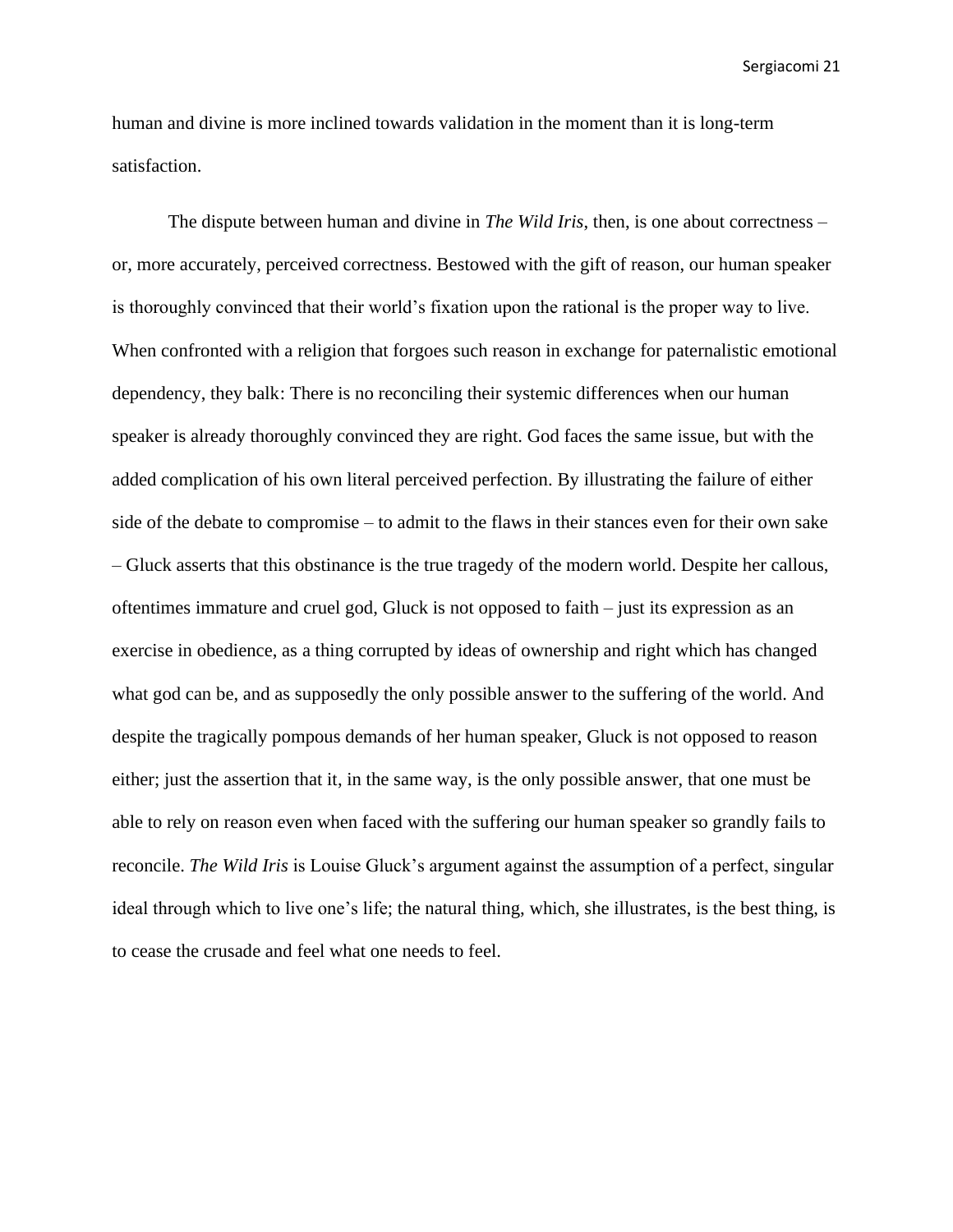human and divine is more inclined towards validation in the moment than it is long-term satisfaction.

The dispute between human and divine in *The Wild Iris,* then, is one about correctness – or, more accurately, perceived correctness. Bestowed with the gift of reason, our human speaker is thoroughly convinced that their world's fixation upon the rational is the proper way to live. When confronted with a religion that forgoes such reason in exchange for paternalistic emotional dependency, they balk: There is no reconciling their systemic differences when our human speaker is already thoroughly convinced they are right. God faces the same issue, but with the added complication of his own literal perceived perfection. By illustrating the failure of either side of the debate to compromise – to admit to the flaws in their stances even for their own sake – Gluck asserts that this obstinance is the true tragedy of the modern world. Despite her callous, oftentimes immature and cruel god, Gluck is not opposed to faith – just its expression as an exercise in obedience, as a thing corrupted by ideas of ownership and right which has changed what god can be, and as supposedly the only possible answer to the suffering of the world. And despite the tragically pompous demands of her human speaker, Gluck is not opposed to reason either; just the assertion that it, in the same way, is the only possible answer, that one must be able to rely on reason even when faced with the suffering our human speaker so grandly fails to reconcile. *The Wild Iris* is Louise Gluck's argument against the assumption of a perfect, singular ideal through which to live one's life; the natural thing, which, she illustrates, is the best thing, is to cease the crusade and feel what one needs to feel.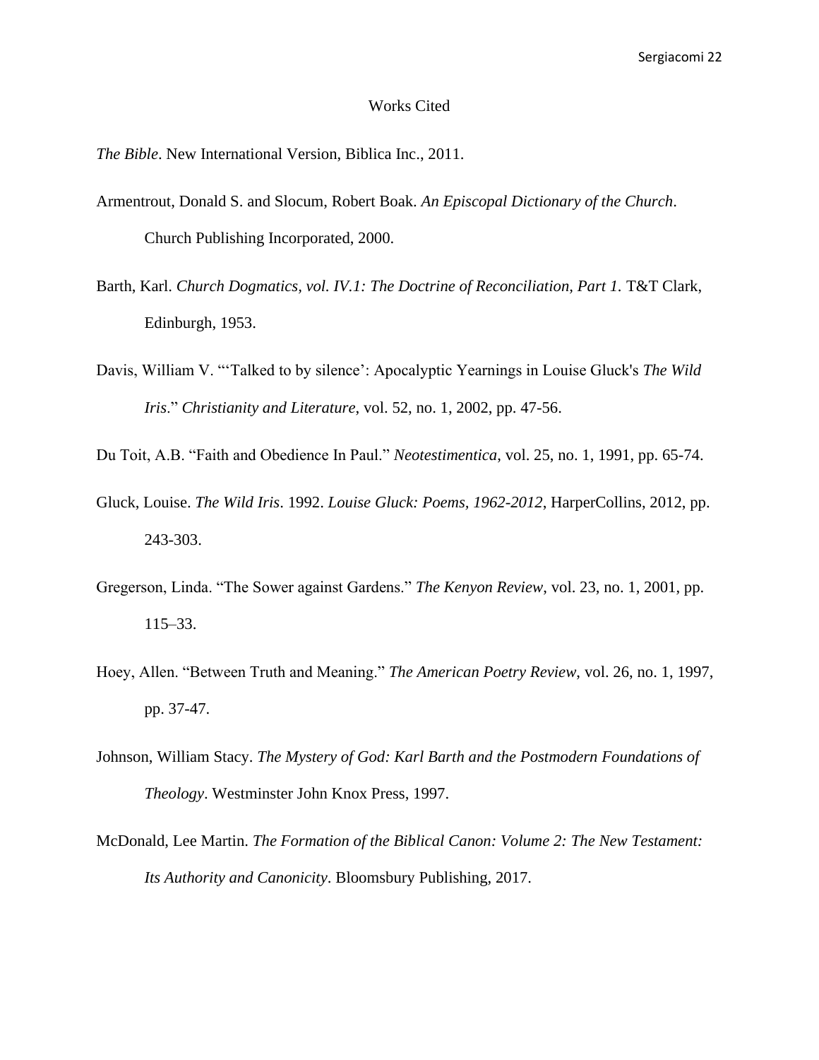# Works Cited

*The Bible*. New International Version, Biblica Inc., 2011.

Armentrout, Donald S. and Slocum, Robert Boak. *An Episcopal Dictionary of the Church*. Church Publishing Incorporated, 2000.

Barth, Karl. *Church Dogmatics, vol. IV.1: The Doctrine of Reconciliation, Part 1.* T&T Clark, Edinburgh, 1953.

Davis, William V. "'Talked to by silence': Apocalyptic Yearnings in Louise Gluck's *The Wild Iris*." *Christianity and Literature*, vol. 52, no. 1, 2002, pp. 47-56.

Du Toit, A.B. "Faith and Obedience In Paul." *Neotestimentica*, vol. 25, no. 1, 1991, pp. 65-74.

Gluck, Louise. *The Wild Iris*. 1992. *Louise Gluck: Poems, 1962-2012*, HarperCollins, 2012, pp. 243-303.

Gregerson, Linda. "The Sower against Gardens." *The Kenyon Review*, vol. 23, no. 1, 2001, pp. 115–33.

Hoey, Allen. "Between Truth and Meaning." *The American Poetry Review*, vol. 26, no. 1, 1997, pp. 37-47.

Johnson, William Stacy. *The Mystery of God: Karl Barth and the Postmodern Foundations of Theology*. Westminster John Knox Press, 1997.

McDonald, Lee Martin. *The Formation of the Biblical Canon: Volume 2: The New Testament: Its Authority and Canonicity*. Bloomsbury Publishing, 2017.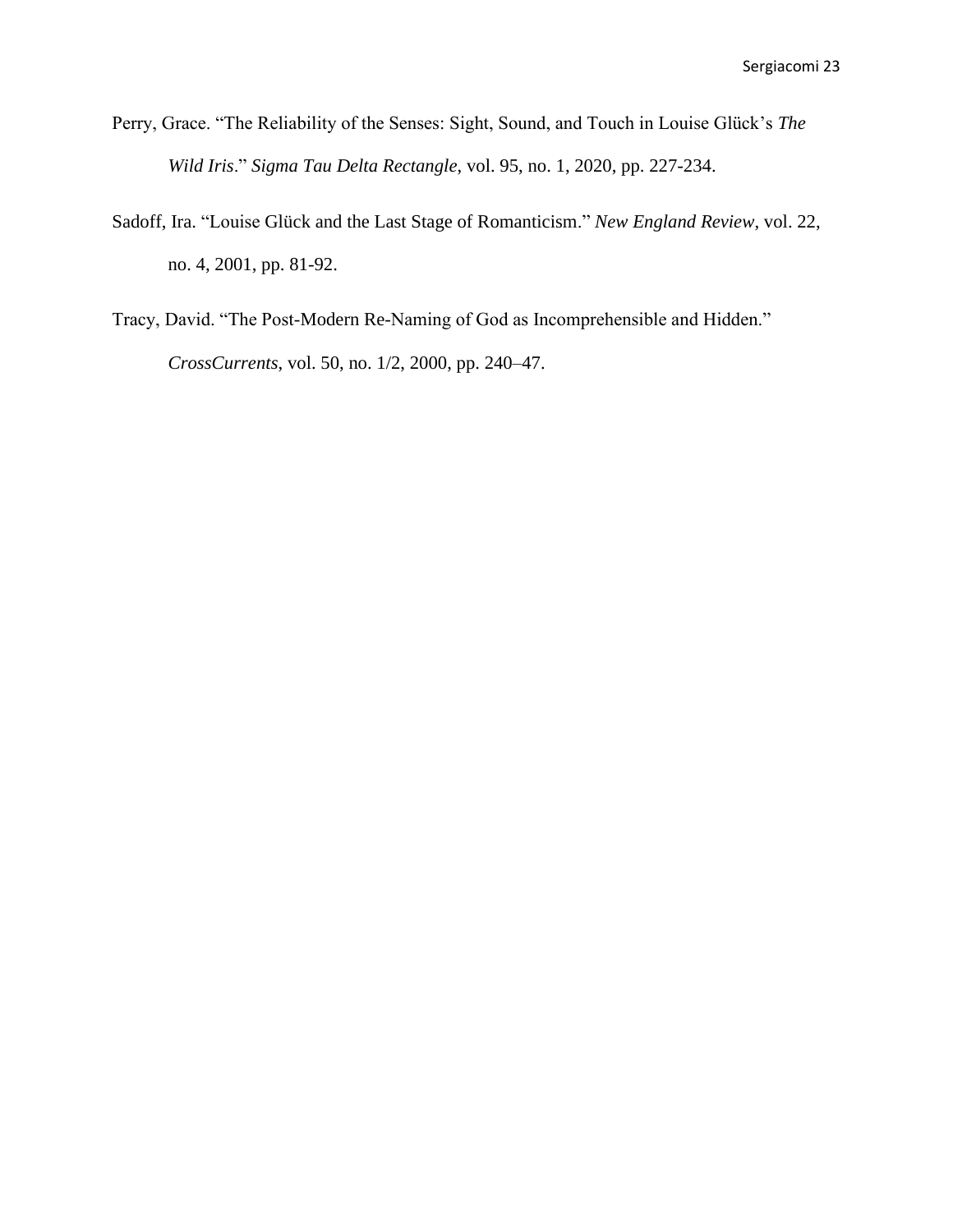Perry, Grace. "The Reliability of the Senses: Sight, Sound, and Touch in Louise Glück's *The Wild Iris*." *Sigma Tau Delta Rectangle*, vol. 95, no. 1, 2020, pp. 227-234.

Sadoff, Ira. "Louise Glück and the Last Stage of Romanticism." *New England Review*, vol. 22, no. 4, 2001, pp. 81-92.

Tracy, David. "The Post-Modern Re-Naming of God as Incomprehensible and Hidden." *CrossCurrents*, vol. 50, no. 1/2, 2000, pp. 240–47.